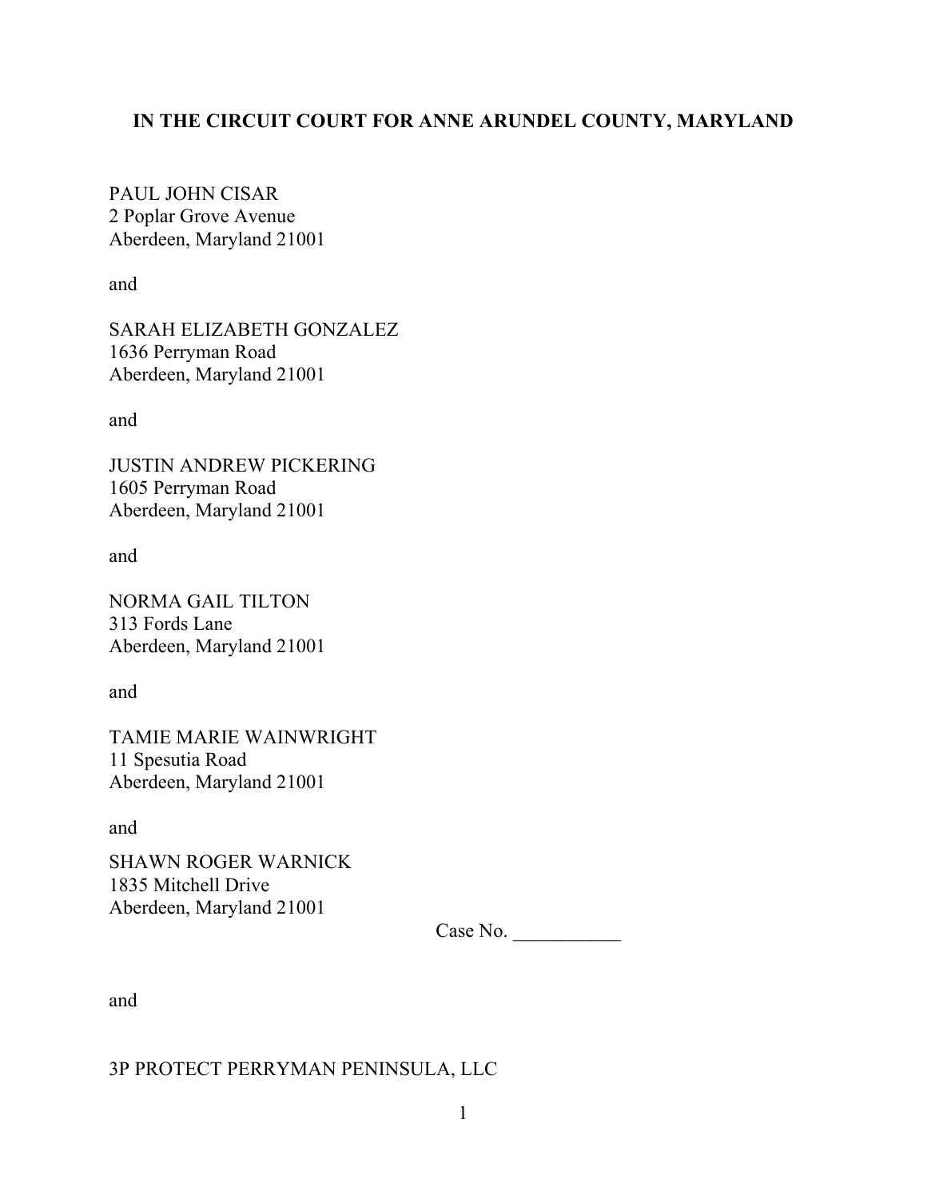**IN THE CIRCUIT COURT FOR ANNE ARUNDEL COUNTY, MARYLAND**

PAUL JOHN CISAR
2 Poplar Grove Avenue
Aberdeen, Maryland 21001

and

SARAH ELIZABETH GONZALEZ
1636 Perryman Road
Aberdeen, Maryland 21001

and

JUSTIN ANDREW PICKERING
1605 Perryman Road
Aberdeen, Maryland 21001

and

NORMA GAIL TILTON
313 Fords Lane
Aberdeen, Maryland 21001

and

TAMIE MARIE WAINWRIGHT
11 Spesutia Road
Aberdeen, Maryland 21001

and

SHAWN ROGER WARNICK
1835 Mitchell Drive
Aberdeen, Maryland 21001

Case No. ___________

and

3P PROTECT PERRYMAN PENINSULA, LLC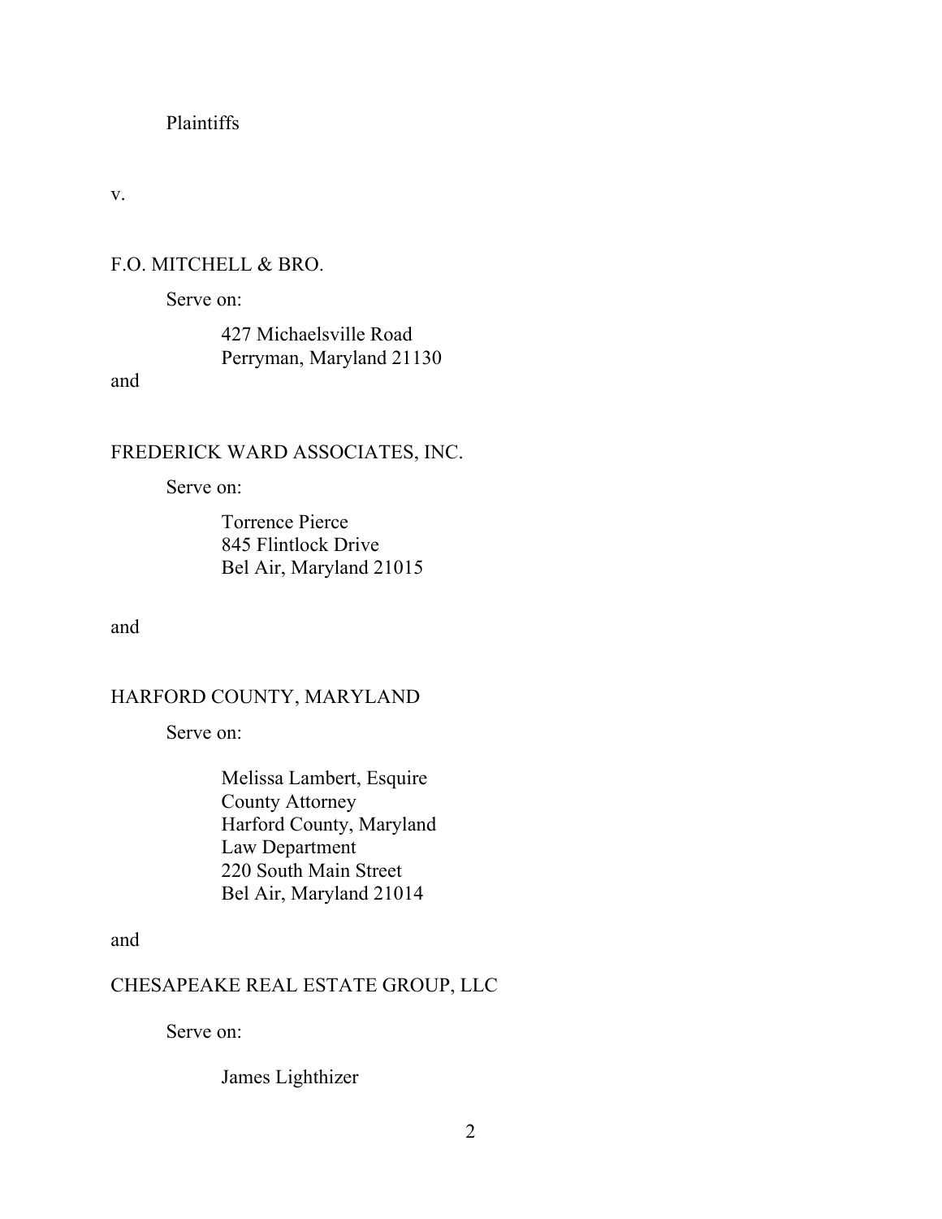Plaintiffs

v.

F.O. MITCHELL & BRO.

Serve on:

427 Michaelsville Road
Perryman, Maryland 21130

and

FREDERICK WARD ASSOCIATES, INC.

Serve on:

Torrence Pierce
845 Flintlock Drive
Bel Air, Maryland 21015

and

HARFORD COUNTY, MARYLAND

Serve on:

Melissa Lambert, Esquire
County Attorney
Harford County, Maryland
Law Department
220 South Main Street
Bel Air, Maryland 21014

and

CHESAPEAKE REAL ESTATE GROUP, LLC

Serve on:

James Lighthizer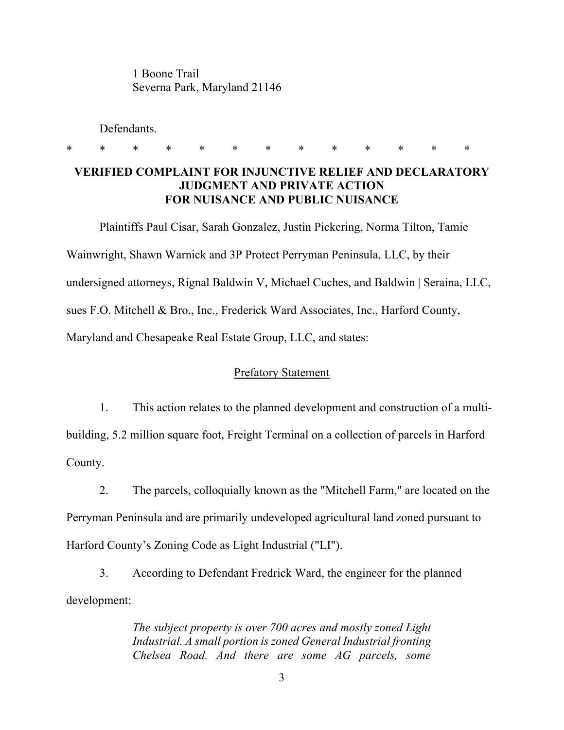1 Boone Trail
Severna Park, Maryland 21146

Defendants.

\* \* \* \* \* \* \* \* \* \* \* \* \*

**VERIFIED COMPLAINT FOR INJUNCTIVE RELIEF AND DECLARATORY JUDGMENT AND PRIVATE ACTION FOR NUISANCE AND PUBLIC NUISANCE**

Plaintiffs Paul Cisar, Sarah Gonzalez, Justin Pickering, Norma Tilton, Tamie Wainwright, Shawn Warnick and 3P Protect Perryman Peninsula, LLC, by their undersigned attorneys, Rignal Baldwin V, Michael Cuches, and Baldwin | Seraina, LLC, sues F.O. Mitchell & Bro., Inc., Frederick Ward Associates, Inc., Harford County, Maryland and Chesapeake Real Estate Group, LLC, and states:

<u>Prefatory Statement</u>

1. This action relates to the planned development and construction of a multi-building, 5.2 million square foot, Freight Terminal on a collection of parcels in Harford County.

2. The parcels, colloquially known as the "Mitchell Farm," are located on the Perryman Peninsula and are primarily undeveloped agricultural land zoned pursuant to Harford County's Zoning Code as Light Industrial ("LI").

3. According to Defendant Fredrick Ward, the engineer for the planned development:

> *The subject property is over 700 acres and mostly zoned Light Industrial. A small portion is zoned General Industrial fronting Chelsea Road. And there are some AG parcels, some*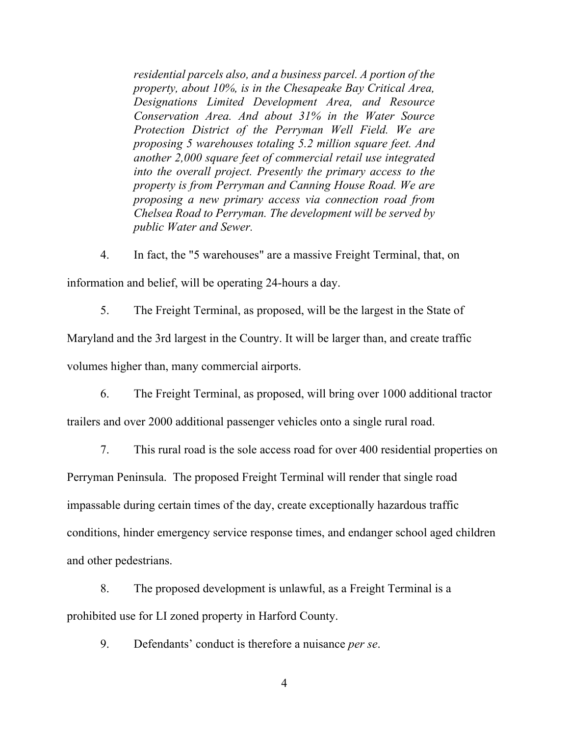> *residential parcels also, and a business parcel. A portion of the property, about 10%, is in the Chesapeake Bay Critical Area, Designations Limited Development Area, and Resource Conservation Area. And about 31% in the Water Source Protection District of the Perryman Well Field. We are proposing 5 warehouses totaling 5.2 million square feet. And another 2,000 square feet of commercial retail use integrated into the overall project. Presently the primary access to the property is from Perryman and Canning House Road. We are proposing a new primary access via connection road from Chelsea Road to Perryman. The development will be served by public Water and Sewer.*

4. In fact, the "5 warehouses" are a massive Freight Terminal, that, on information and belief, will be operating 24-hours a day.

5. The Freight Terminal, as proposed, will be the largest in the State of Maryland and the 3rd largest in the Country. It will be larger than, and create traffic volumes higher than, many commercial airports.

6. The Freight Terminal, as proposed, will bring over 1000 additional tractor trailers and over 2000 additional passenger vehicles onto a single rural road.

7. This rural road is the sole access road for over 400 residential properties on Perryman Peninsula. The proposed Freight Terminal will render that single road impassable during certain times of the day, create exceptionally hazardous traffic conditions, hinder emergency service response times, and endanger school aged children and other pedestrians.

8. The proposed development is unlawful, as a Freight Terminal is a prohibited use for LI zoned property in Harford County.

9. Defendants' conduct is therefore a nuisance *per se*.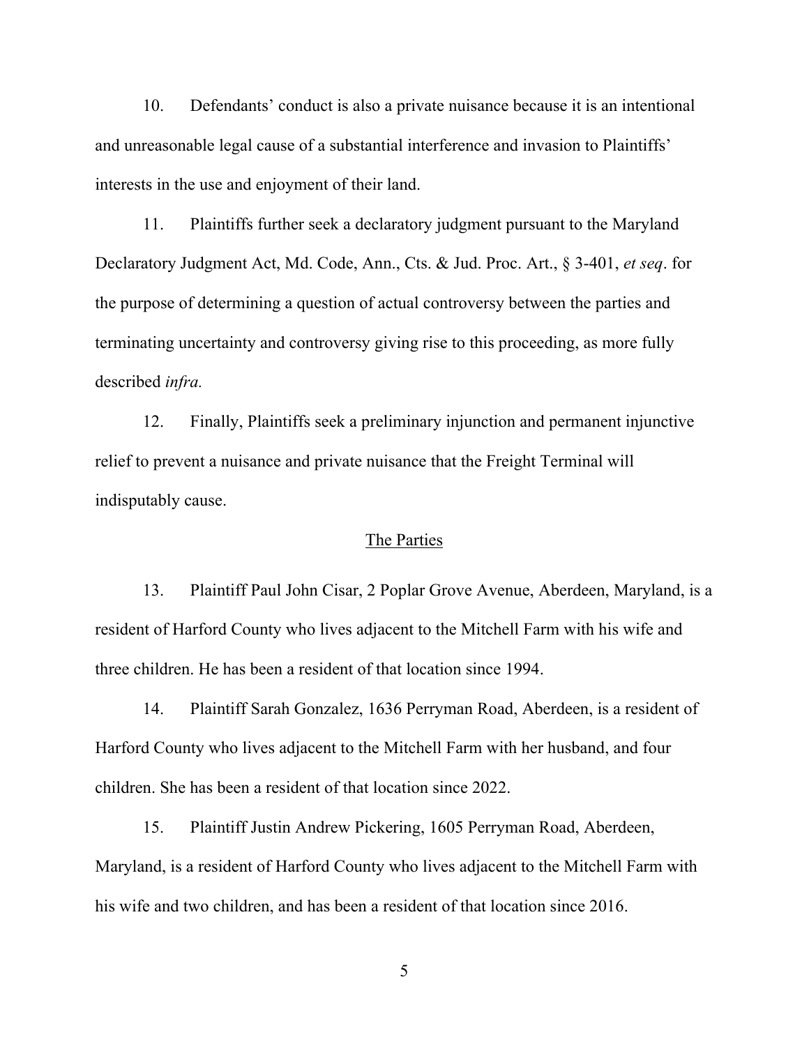10. Defendants' conduct is also a private nuisance because it is an intentional and unreasonable legal cause of a substantial interference and invasion to Plaintiffs' interests in the use and enjoyment of their land.

11. Plaintiffs further seek a declaratory judgment pursuant to the Maryland Declaratory Judgment Act, Md. Code, Ann., Cts. & Jud. Proc. Art., § 3-401, *et seq*. for the purpose of determining a question of actual controversy between the parties and terminating uncertainty and controversy giving rise to this proceeding, as more fully described *infra.*

12. Finally, Plaintiffs seek a preliminary injunction and permanent injunctive relief to prevent a nuisance and private nuisance that the Freight Terminal will indisputably cause.

## The Parties

13. Plaintiff Paul John Cisar, 2 Poplar Grove Avenue, Aberdeen, Maryland, is a resident of Harford County who lives adjacent to the Mitchell Farm with his wife and three children. He has been a resident of that location since 1994.

14. Plaintiff Sarah Gonzalez, 1636 Perryman Road, Aberdeen, is a resident of Harford County who lives adjacent to the Mitchell Farm with her husband, and four children. She has been a resident of that location since 2022.

15. Plaintiff Justin Andrew Pickering, 1605 Perryman Road, Aberdeen, Maryland, is a resident of Harford County who lives adjacent to the Mitchell Farm with his wife and two children, and has been a resident of that location since 2016.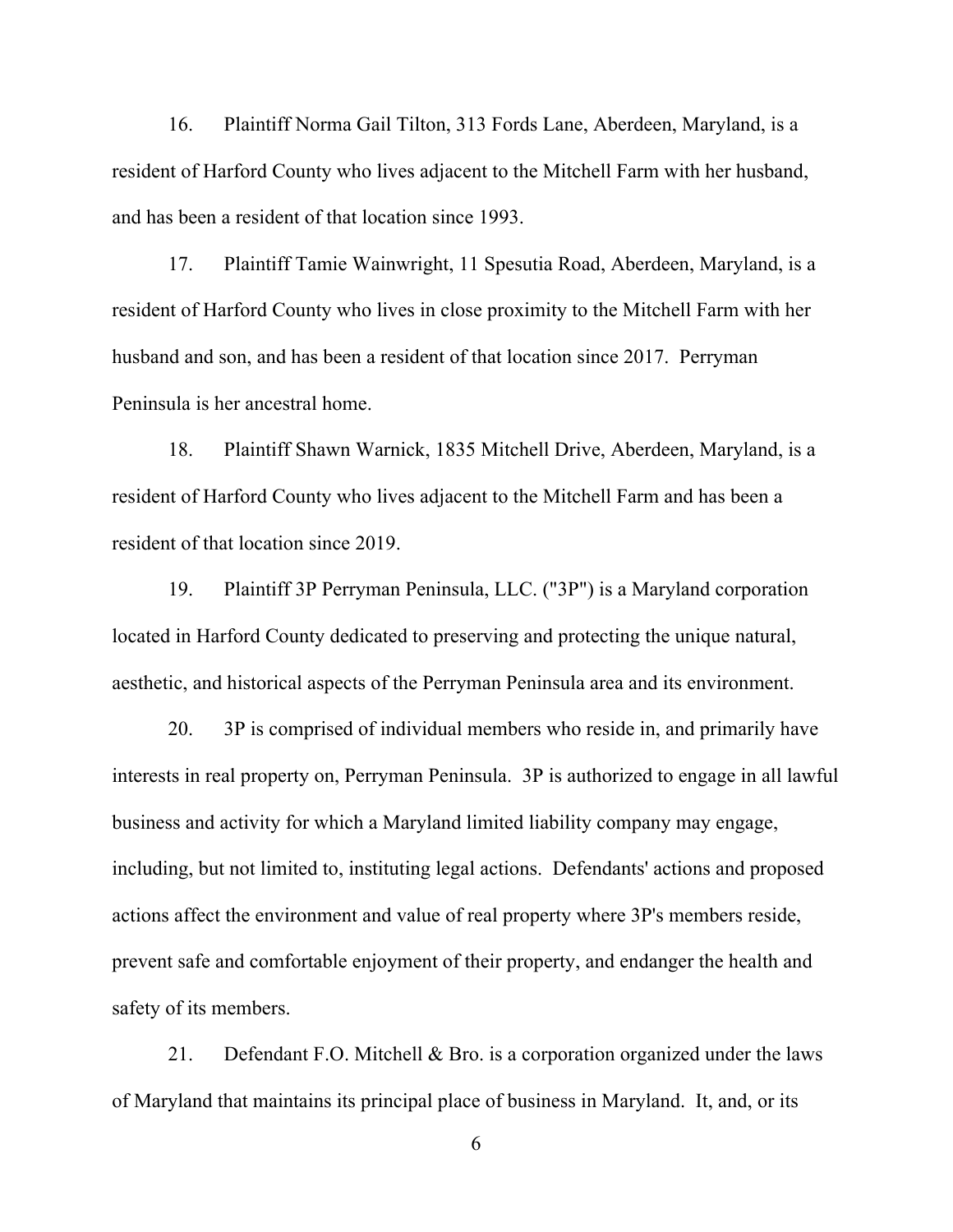16. Plaintiff Norma Gail Tilton, 313 Fords Lane, Aberdeen, Maryland, is a resident of Harford County who lives adjacent to the Mitchell Farm with her husband, and has been a resident of that location since 1993.

17. Plaintiff Tamie Wainwright, 11 Spesutia Road, Aberdeen, Maryland, is a resident of Harford County who lives in close proximity to the Mitchell Farm with her husband and son, and has been a resident of that location since 2017. Perryman Peninsula is her ancestral home.

18. Plaintiff Shawn Warnick, 1835 Mitchell Drive, Aberdeen, Maryland, is a resident of Harford County who lives adjacent to the Mitchell Farm and has been a resident of that location since 2019.

19. Plaintiff 3P Perryman Peninsula, LLC. ("3P") is a Maryland corporation located in Harford County dedicated to preserving and protecting the unique natural, aesthetic, and historical aspects of the Perryman Peninsula area and its environment.

20. 3P is comprised of individual members who reside in, and primarily have interests in real property on, Perryman Peninsula. 3P is authorized to engage in all lawful business and activity for which a Maryland limited liability company may engage, including, but not limited to, instituting legal actions. Defendants' actions and proposed actions affect the environment and value of real property where 3P's members reside, prevent safe and comfortable enjoyment of their property, and endanger the health and safety of its members.

21. Defendant F.O. Mitchell & Bro. is a corporation organized under the laws of Maryland that maintains its principal place of business in Maryland. It, and, or its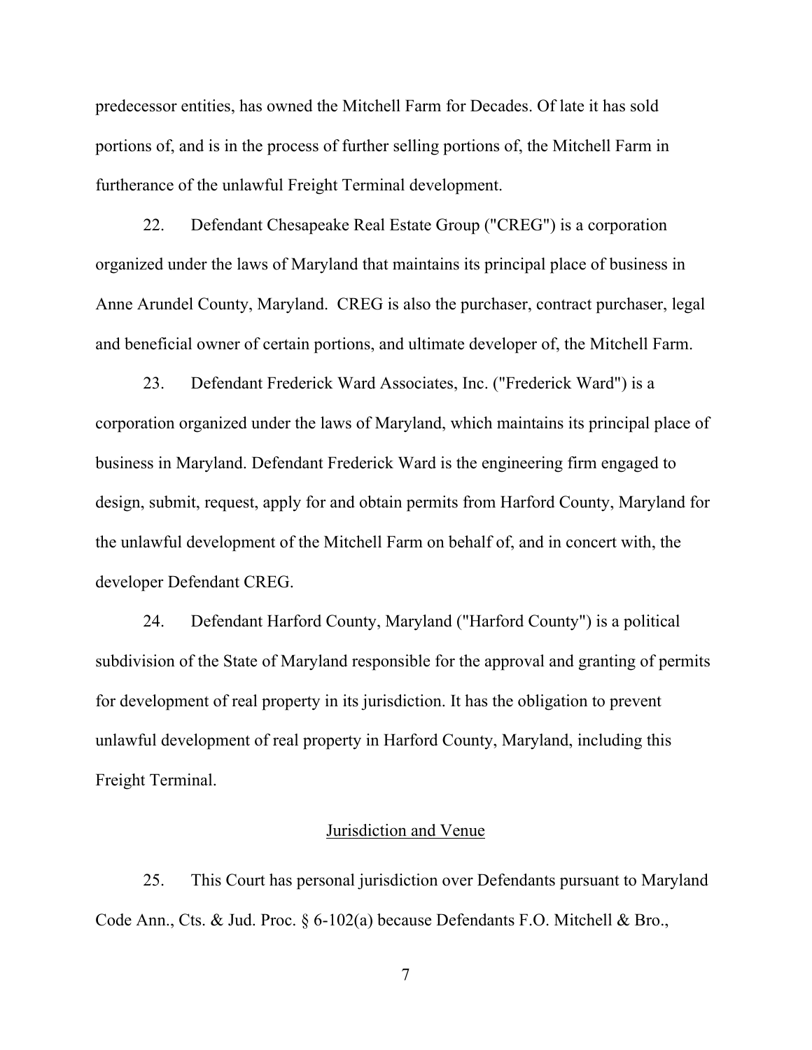predecessor entities, has owned the Mitchell Farm for Decades. Of late it has sold portions of, and is in the process of further selling portions of, the Mitchell Farm in furtherance of the unlawful Freight Terminal development.

22. Defendant Chesapeake Real Estate Group ("CREG") is a corporation organized under the laws of Maryland that maintains its principal place of business in Anne Arundel County, Maryland. CREG is also the purchaser, contract purchaser, legal and beneficial owner of certain portions, and ultimate developer of, the Mitchell Farm.

23. Defendant Frederick Ward Associates, Inc. ("Frederick Ward") is a corporation organized under the laws of Maryland, which maintains its principal place of business in Maryland. Defendant Frederick Ward is the engineering firm engaged to design, submit, request, apply for and obtain permits from Harford County, Maryland for the unlawful development of the Mitchell Farm on behalf of, and in concert with, the developer Defendant CREG.

24. Defendant Harford County, Maryland ("Harford County") is a political subdivision of the State of Maryland responsible for the approval and granting of permits for development of real property in its jurisdiction. It has the obligation to prevent unlawful development of real property in Harford County, Maryland, including this Freight Terminal.

## Jurisdiction and Venue

25. This Court has personal jurisdiction over Defendants pursuant to Maryland Code Ann., Cts. & Jud. Proc. § 6-102(a) because Defendants F.O. Mitchell & Bro.,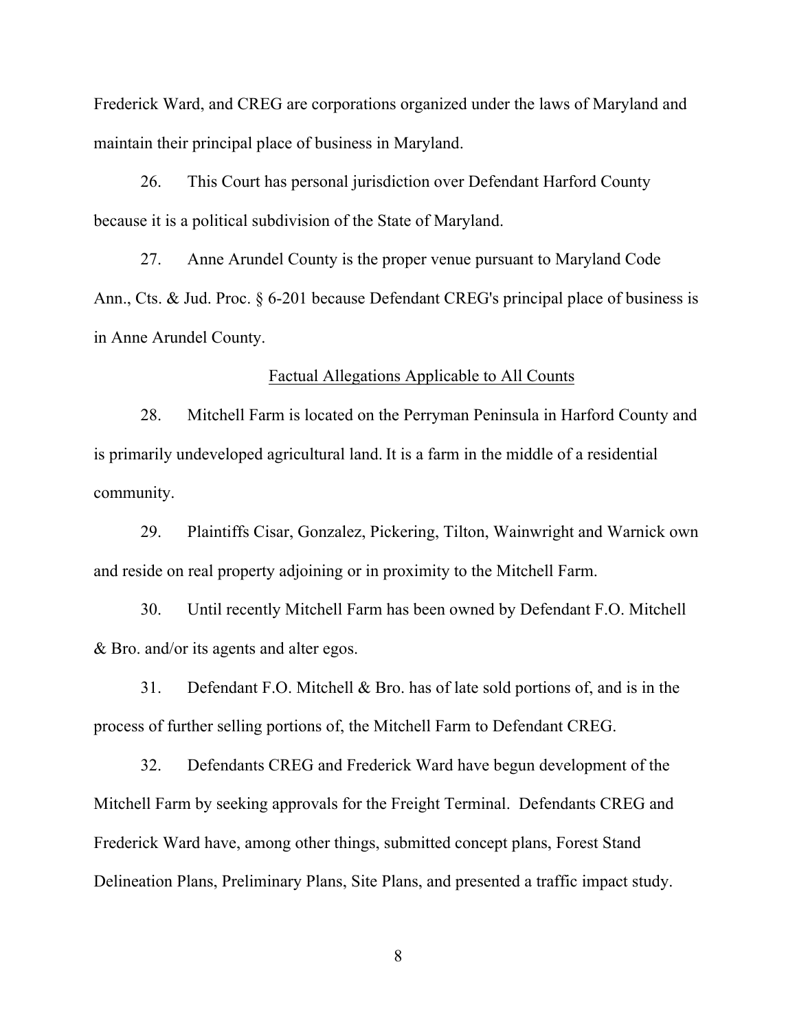Frederick Ward, and CREG are corporations organized under the laws of Maryland and maintain their principal place of business in Maryland.

26. This Court has personal jurisdiction over Defendant Harford County because it is a political subdivision of the State of Maryland.

27. Anne Arundel County is the proper venue pursuant to Maryland Code Ann., Cts. & Jud. Proc. § 6-201 because Defendant CREG's principal place of business is in Anne Arundel County.

<u>Factual Allegations Applicable to All Counts</u>

28. Mitchell Farm is located on the Perryman Peninsula in Harford County and is primarily undeveloped agricultural land. It is a farm in the middle of a residential community.

29. Plaintiffs Cisar, Gonzalez, Pickering, Tilton, Wainwright and Warnick own and reside on real property adjoining or in proximity to the Mitchell Farm.

30. Until recently Mitchell Farm has been owned by Defendant F.O. Mitchell & Bro. and/or its agents and alter egos.

31. Defendant F.O. Mitchell & Bro. has of late sold portions of, and is in the process of further selling portions of, the Mitchell Farm to Defendant CREG.

32. Defendants CREG and Frederick Ward have begun development of the Mitchell Farm by seeking approvals for the Freight Terminal. Defendants CREG and Frederick Ward have, among other things, submitted concept plans, Forest Stand Delineation Plans, Preliminary Plans, Site Plans, and presented a traffic impact study.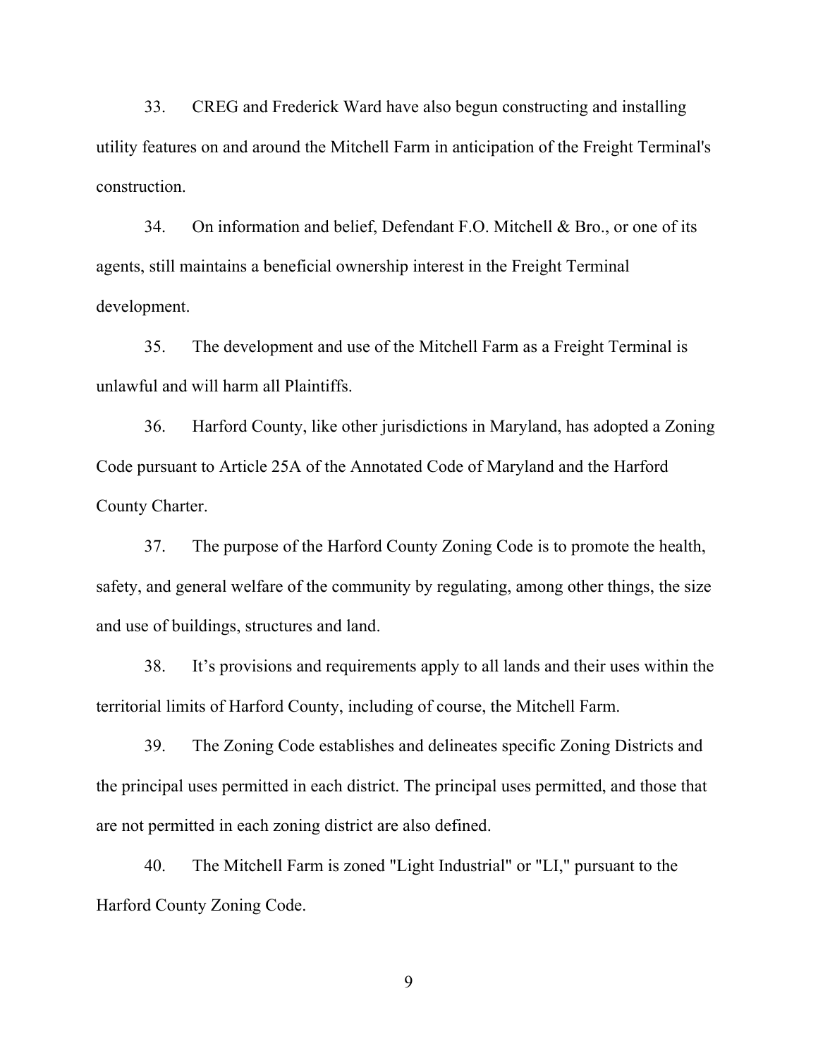33. CREG and Frederick Ward have also begun constructing and installing utility features on and around the Mitchell Farm in anticipation of the Freight Terminal's construction.

34. On information and belief, Defendant F.O. Mitchell & Bro., or one of its agents, still maintains a beneficial ownership interest in the Freight Terminal development.

35. The development and use of the Mitchell Farm as a Freight Terminal is unlawful and will harm all Plaintiffs.

36. Harford County, like other jurisdictions in Maryland, has adopted a Zoning Code pursuant to Article 25A of the Annotated Code of Maryland and the Harford County Charter.

37. The purpose of the Harford County Zoning Code is to promote the health, safety, and general welfare of the community by regulating, among other things, the size and use of buildings, structures and land.

38. It's provisions and requirements apply to all lands and their uses within the territorial limits of Harford County, including of course, the Mitchell Farm.

39. The Zoning Code establishes and delineates specific Zoning Districts and the principal uses permitted in each district. The principal uses permitted, and those that are not permitted in each zoning district are also defined.

40. The Mitchell Farm is zoned "Light Industrial" or "LI," pursuant to the Harford County Zoning Code.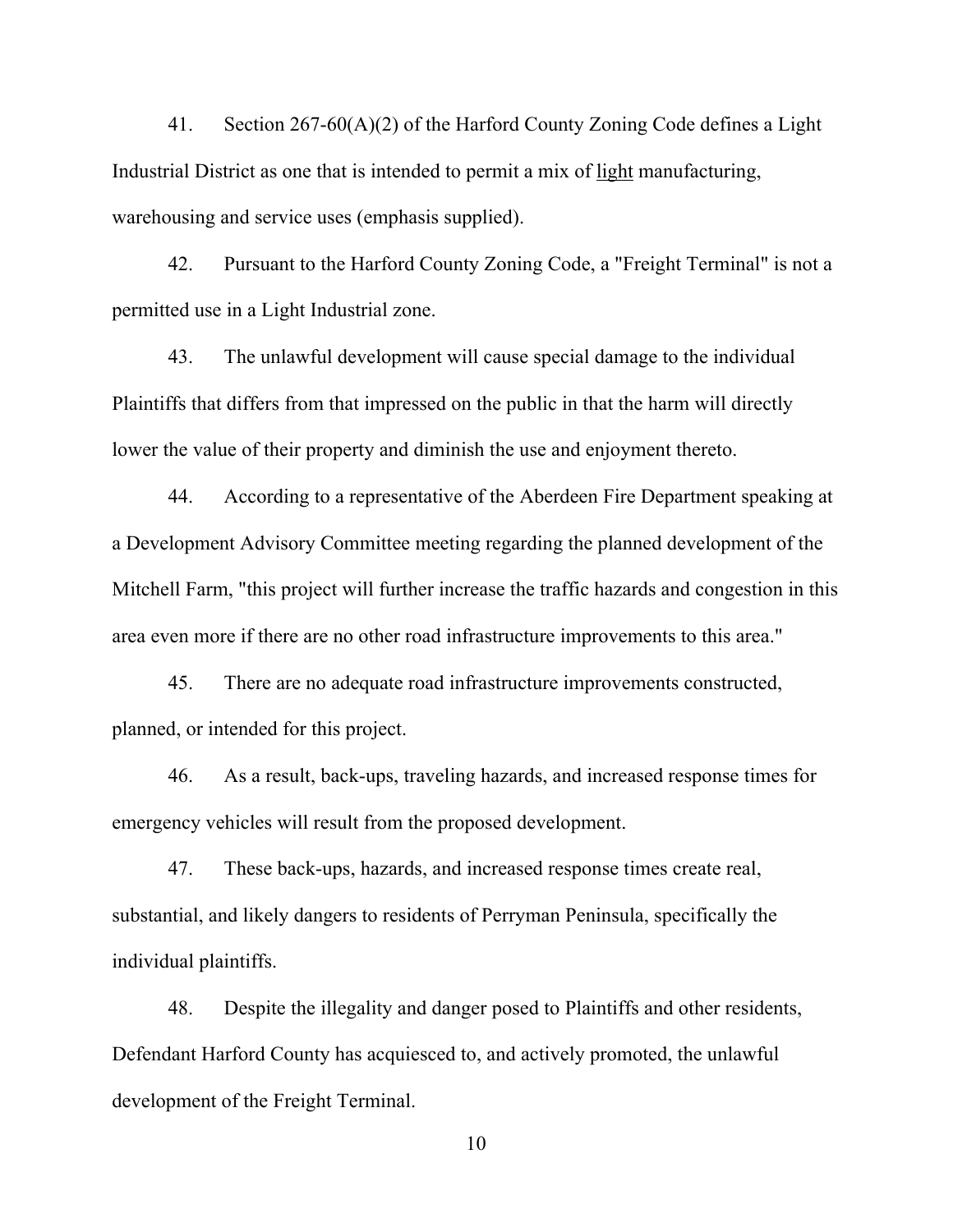41. Section 267-60(A)(2) of the Harford County Zoning Code defines a Light Industrial District as one that is intended to permit a mix of <u>light</u> manufacturing, warehousing and service uses (emphasis supplied).

42. Pursuant to the Harford County Zoning Code, a "Freight Terminal" is not a permitted use in a Light Industrial zone.

43. The unlawful development will cause special damage to the individual Plaintiffs that differs from that impressed on the public in that the harm will directly lower the value of their property and diminish the use and enjoyment thereto.

44. According to a representative of the Aberdeen Fire Department speaking at a Development Advisory Committee meeting regarding the planned development of the Mitchell Farm, "this project will further increase the traffic hazards and congestion in this area even more if there are no other road infrastructure improvements to this area."

45. There are no adequate road infrastructure improvements constructed, planned, or intended for this project.

46. As a result, back-ups, traveling hazards, and increased response times for emergency vehicles will result from the proposed development.

47. These back-ups, hazards, and increased response times create real, substantial, and likely dangers to residents of Perryman Peninsula, specifically the individual plaintiffs.

48. Despite the illegality and danger posed to Plaintiffs and other residents, Defendant Harford County has acquiesced to, and actively promoted, the unlawful development of the Freight Terminal.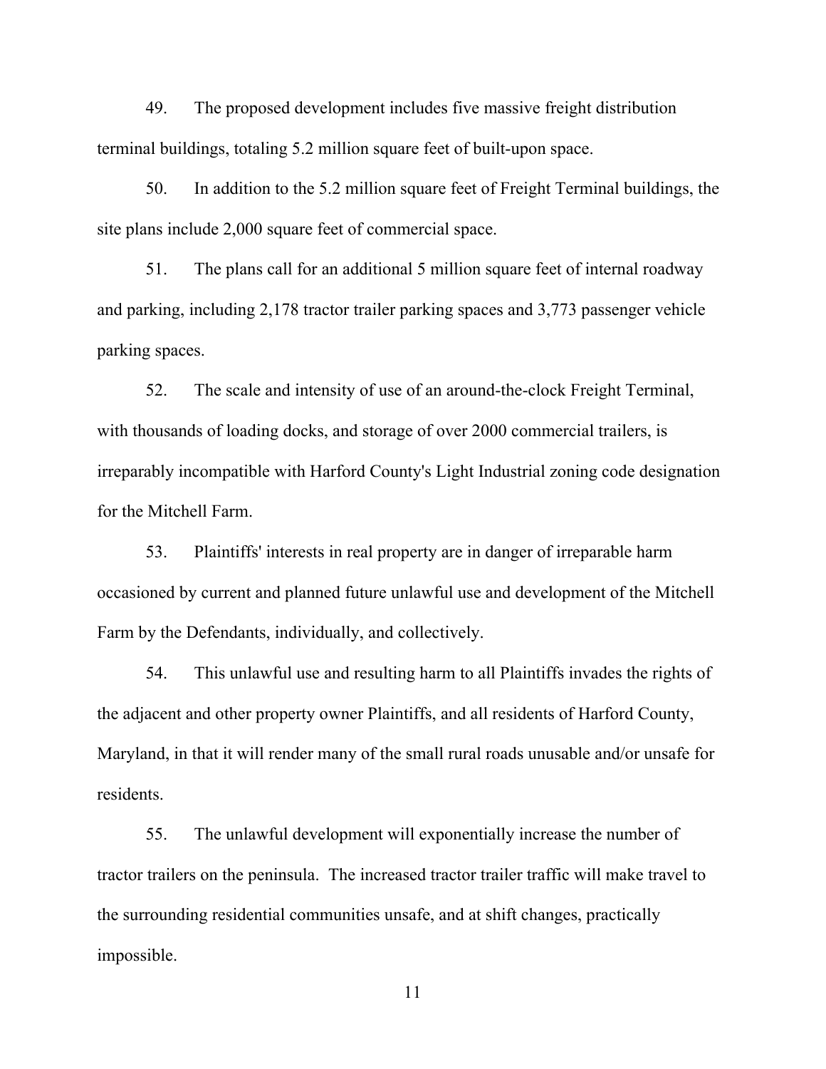49. The proposed development includes five massive freight distribution terminal buildings, totaling 5.2 million square feet of built-upon space.

50. In addition to the 5.2 million square feet of Freight Terminal buildings, the site plans include 2,000 square feet of commercial space.

51. The plans call for an additional 5 million square feet of internal roadway and parking, including 2,178 tractor trailer parking spaces and 3,773 passenger vehicle parking spaces.

52. The scale and intensity of use of an around-the-clock Freight Terminal, with thousands of loading docks, and storage of over 2000 commercial trailers, is irreparably incompatible with Harford County's Light Industrial zoning code designation for the Mitchell Farm.

53. Plaintiffs' interests in real property are in danger of irreparable harm occasioned by current and planned future unlawful use and development of the Mitchell Farm by the Defendants, individually, and collectively.

54. This unlawful use and resulting harm to all Plaintiffs invades the rights of the adjacent and other property owner Plaintiffs, and all residents of Harford County, Maryland, in that it will render many of the small rural roads unusable and/or unsafe for residents.

55. The unlawful development will exponentially increase the number of tractor trailers on the peninsula. The increased tractor trailer traffic will make travel to the surrounding residential communities unsafe, and at shift changes, practically impossible.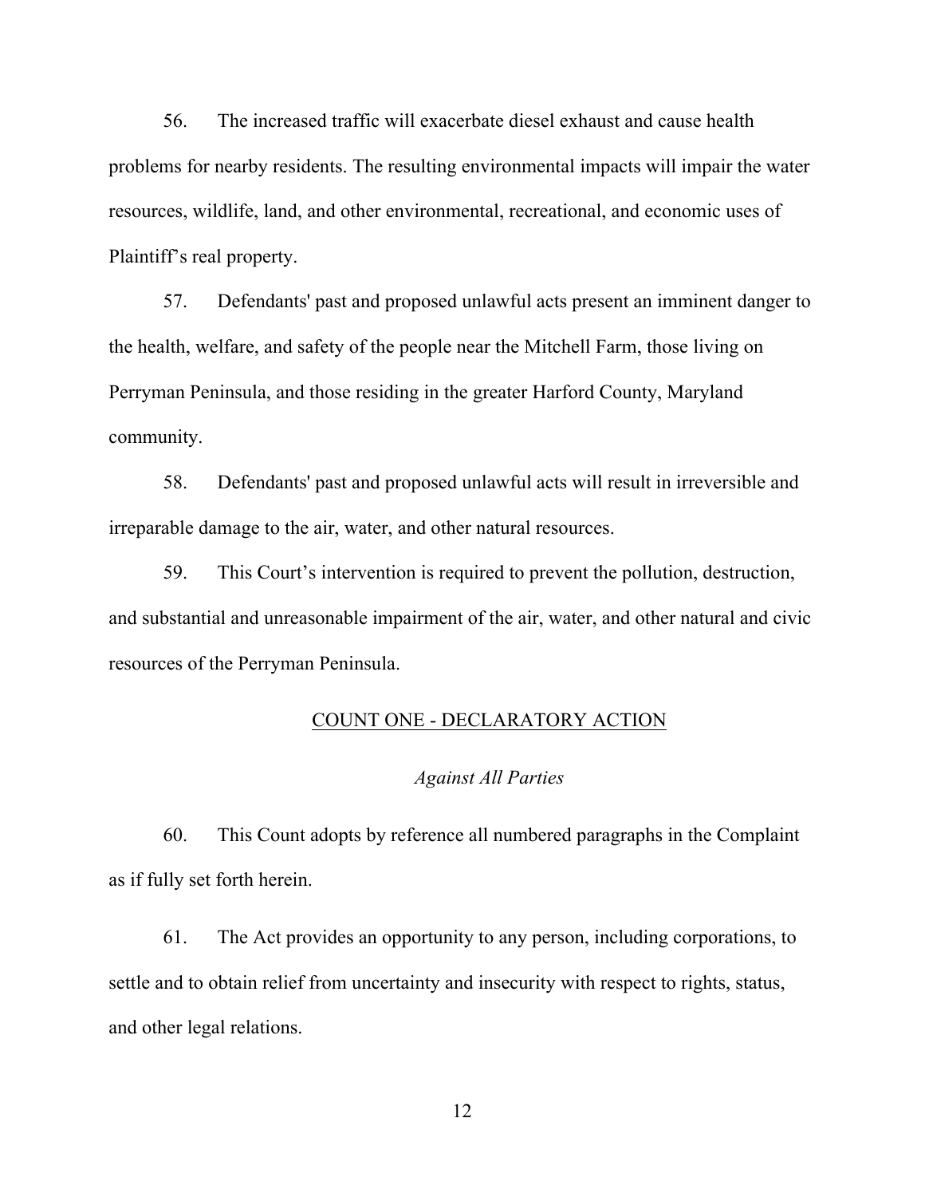56. The increased traffic will exacerbate diesel exhaust and cause health problems for nearby residents. The resulting environmental impacts will impair the water resources, wildlife, land, and other environmental, recreational, and economic uses of Plaintiff's real property.

57. Defendants' past and proposed unlawful acts present an imminent danger to the health, welfare, and safety of the people near the Mitchell Farm, those living on Perryman Peninsula, and those residing in the greater Harford County, Maryland community.

58. Defendants' past and proposed unlawful acts will result in irreversible and irreparable damage to the air, water, and other natural resources.

59. This Court's intervention is required to prevent the pollution, destruction, and substantial and unreasonable impairment of the air, water, and other natural and civic resources of the Perryman Peninsula.

## COUNT ONE - DECLARATORY ACTION

*Against All Parties*

60. This Count adopts by reference all numbered paragraphs in the Complaint as if fully set forth herein.

61. The Act provides an opportunity to any person, including corporations, to settle and to obtain relief from uncertainty and insecurity with respect to rights, status, and other legal relations.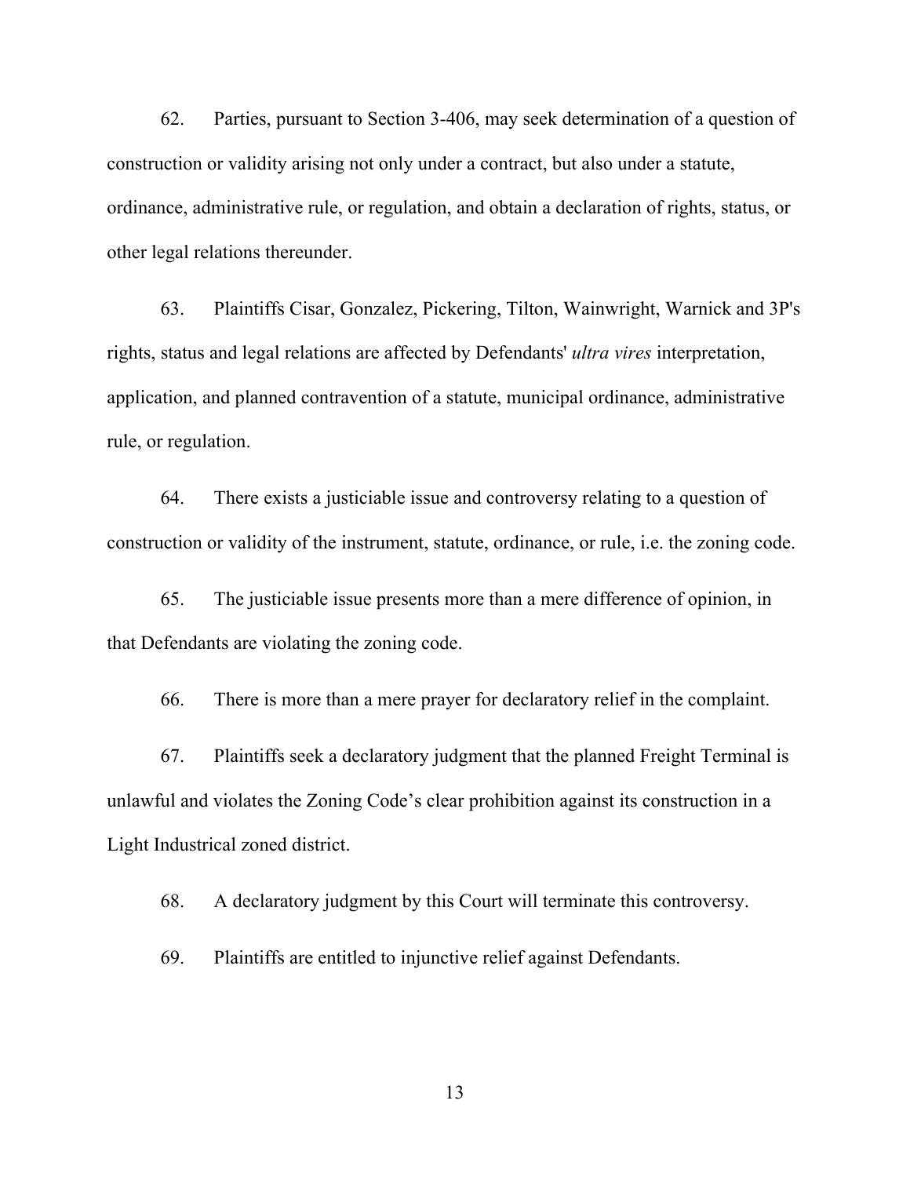62. Parties, pursuant to Section 3-406, may seek determination of a question of construction or validity arising not only under a contract, but also under a statute, ordinance, administrative rule, or regulation, and obtain a declaration of rights, status, or other legal relations thereunder.

63. Plaintiffs Cisar, Gonzalez, Pickering, Tilton, Wainwright, Warnick and 3P's rights, status and legal relations are affected by Defendants' *ultra vires* interpretation, application, and planned contravention of a statute, municipal ordinance, administrative rule, or regulation.

64. There exists a justiciable issue and controversy relating to a question of construction or validity of the instrument, statute, ordinance, or rule, i.e. the zoning code.

65. The justiciable issue presents more than a mere difference of opinion, in that Defendants are violating the zoning code.

66. There is more than a mere prayer for declaratory relief in the complaint.

67. Plaintiffs seek a declaratory judgment that the planned Freight Terminal is unlawful and violates the Zoning Code's clear prohibition against its construction in a Light Industrical zoned district.

68. A declaratory judgment by this Court will terminate this controversy.

69. Plaintiffs are entitled to injunctive relief against Defendants.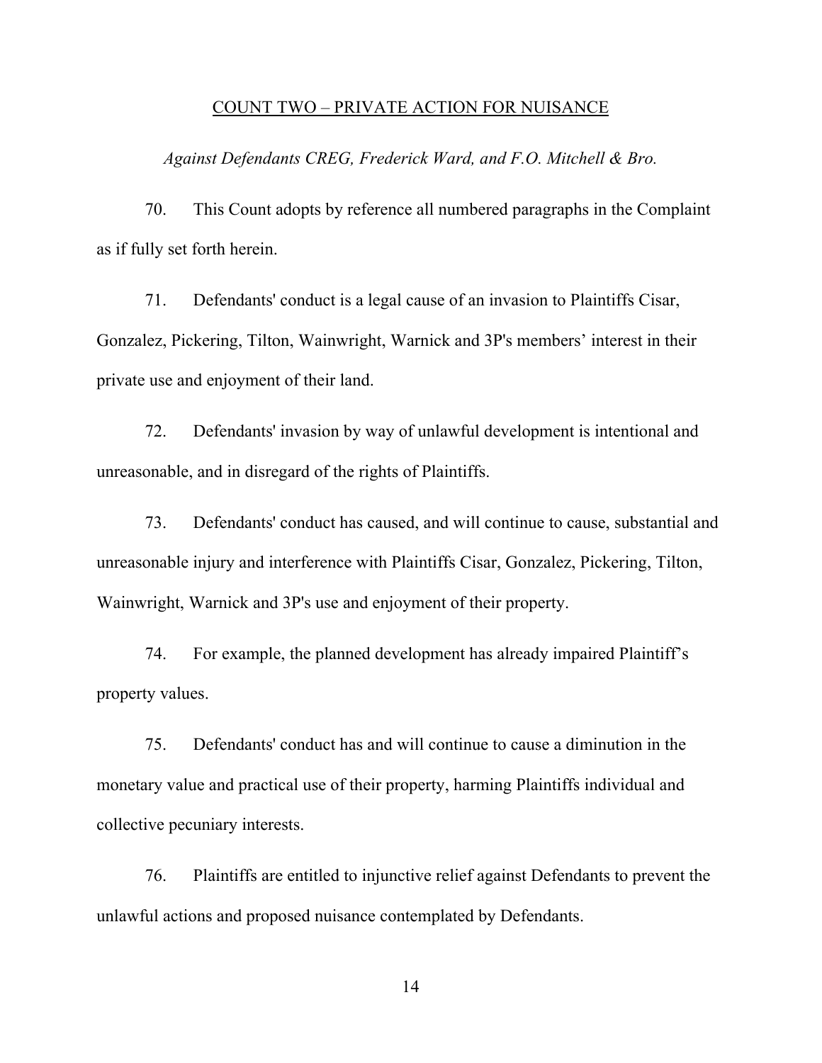## COUNT TWO – PRIVATE ACTION FOR NUISANCE

*Against Defendants CREG, Frederick Ward, and F.O. Mitchell & Bro.*

70. This Count adopts by reference all numbered paragraphs in the Complaint as if fully set forth herein.

71. Defendants' conduct is a legal cause of an invasion to Plaintiffs Cisar, Gonzalez, Pickering, Tilton, Wainwright, Warnick and 3P's members' interest in their private use and enjoyment of their land.

72. Defendants' invasion by way of unlawful development is intentional and unreasonable, and in disregard of the rights of Plaintiffs.

73. Defendants' conduct has caused, and will continue to cause, substantial and unreasonable injury and interference with Plaintiffs Cisar, Gonzalez, Pickering, Tilton, Wainwright, Warnick and 3P's use and enjoyment of their property.

74. For example, the planned development has already impaired Plaintiff's property values.

75. Defendants' conduct has and will continue to cause a diminution in the monetary value and practical use of their property, harming Plaintiffs individual and collective pecuniary interests.

76. Plaintiffs are entitled to injunctive relief against Defendants to prevent the unlawful actions and proposed nuisance contemplated by Defendants.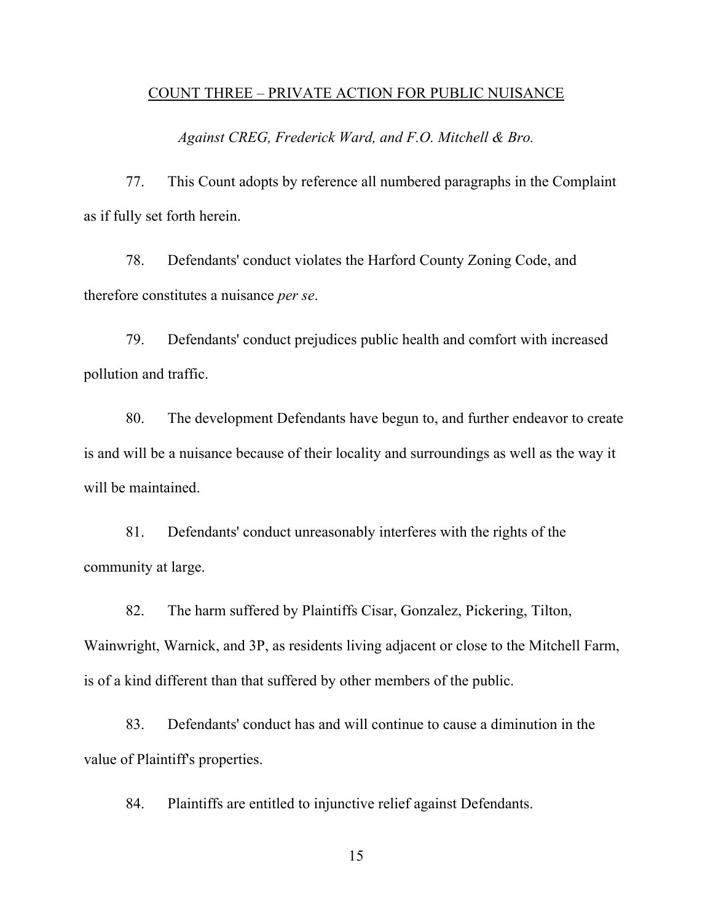## COUNT THREE – PRIVATE ACTION FOR PUBLIC NUISANCE

*Against CREG, Frederick Ward, and F.O. Mitchell & Bro.*

77. This Count adopts by reference all numbered paragraphs in the Complaint as if fully set forth herein.

78. Defendants' conduct violates the Harford County Zoning Code, and therefore constitutes a nuisance *per se*.

79. Defendants' conduct prejudices public health and comfort with increased pollution and traffic.

80. The development Defendants have begun to, and further endeavor to create is and will be a nuisance because of their locality and surroundings as well as the way it will be maintained.

81. Defendants' conduct unreasonably interferes with the rights of the community at large.

82. The harm suffered by Plaintiffs Cisar, Gonzalez, Pickering, Tilton, Wainwright, Warnick, and 3P, as residents living adjacent or close to the Mitchell Farm, is of a kind different than that suffered by other members of the public.

83. Defendants' conduct has and will continue to cause a diminution in the value of Plaintiff's properties.

84. Plaintiffs are entitled to injunctive relief against Defendants.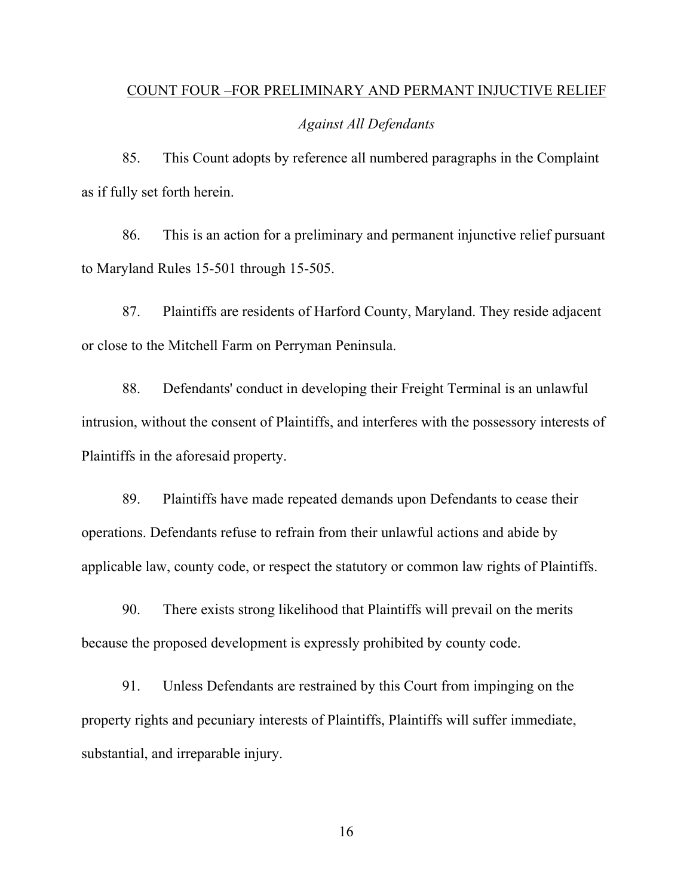## COUNT FOUR –FOR PRELIMINARY AND PERMANT INJUCTIVE RELIEF

*Against All Defendants*

85. This Count adopts by reference all numbered paragraphs in the Complaint as if fully set forth herein.

86. This is an action for a preliminary and permanent injunctive relief pursuant to Maryland Rules 15-501 through 15-505.

87. Plaintiffs are residents of Harford County, Maryland. They reside adjacent or close to the Mitchell Farm on Perryman Peninsula.

88. Defendants' conduct in developing their Freight Terminal is an unlawful intrusion, without the consent of Plaintiffs, and interferes with the possessory interests of Plaintiffs in the aforesaid property.

89. Plaintiffs have made repeated demands upon Defendants to cease their operations. Defendants refuse to refrain from their unlawful actions and abide by applicable law, county code, or respect the statutory or common law rights of Plaintiffs.

90. There exists strong likelihood that Plaintiffs will prevail on the merits because the proposed development is expressly prohibited by county code.

91. Unless Defendants are restrained by this Court from impinging on the property rights and pecuniary interests of Plaintiffs, Plaintiffs will suffer immediate, substantial, and irreparable injury.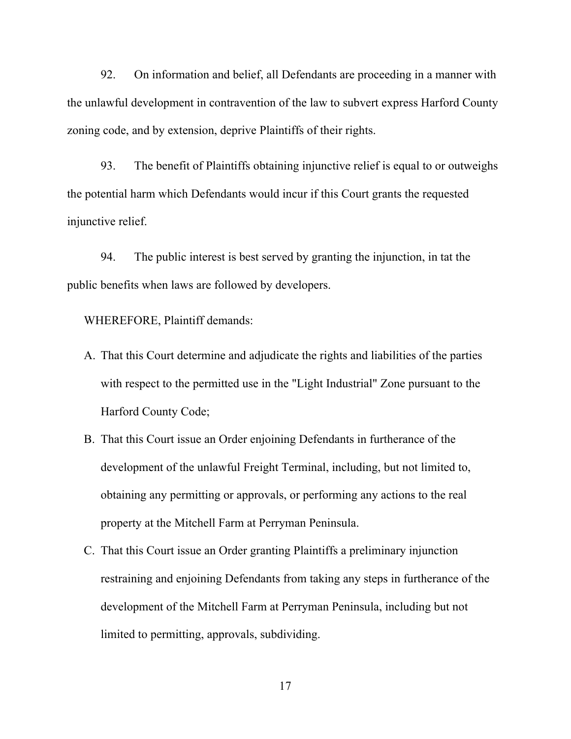92. On information and belief, all Defendants are proceeding in a manner with the unlawful development in contravention of the law to subvert express Harford County zoning code, and by extension, deprive Plaintiffs of their rights.

93. The benefit of Plaintiffs obtaining injunctive relief is equal to or outweighs the potential harm which Defendants would incur if this Court grants the requested injunctive relief.

94. The public interest is best served by granting the injunction, in tat the public benefits when laws are followed by developers.

WHEREFORE, Plaintiff demands:

A. That this Court determine and adjudicate the rights and liabilities of the parties with respect to the permitted use in the "Light Industrial" Zone pursuant to the Harford County Code;

B. That this Court issue an Order enjoining Defendants in furtherance of the development of the unlawful Freight Terminal, including, but not limited to, obtaining any permitting or approvals, or performing any actions to the real property at the Mitchell Farm at Perryman Peninsula.

C. That this Court issue an Order granting Plaintiffs a preliminary injunction restraining and enjoining Defendants from taking any steps in furtherance of the development of the Mitchell Farm at Perryman Peninsula, including but not limited to permitting, approvals, subdividing.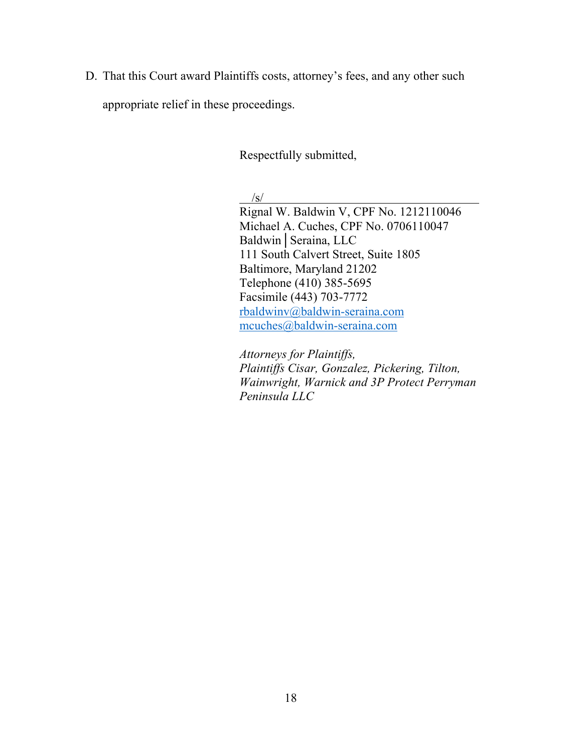D. That this Court award Plaintiffs costs, attorney's fees, and any other such appropriate relief in these proceedings.

Respectfully submitted,

/s/

Rignal W. Baldwin V, CPF No. 1212110046
Michael A. Cuches, CPF No. 0706110047
Baldwin│Seraina, LLC
111 South Calvert Street, Suite 1805
Baltimore, Maryland 21202
Telephone (410) 385-5695
Facsimile (443) 703-7772
rbaldwinv@baldwin-seraina.com
mcuches@baldwin-seraina.com

*Attorneys for Plaintiffs,*
*Plaintiffs Cisar, Gonzalez, Pickering, Tilton, Wainwright, Warnick and 3P Protect Perryman Peninsula LLC*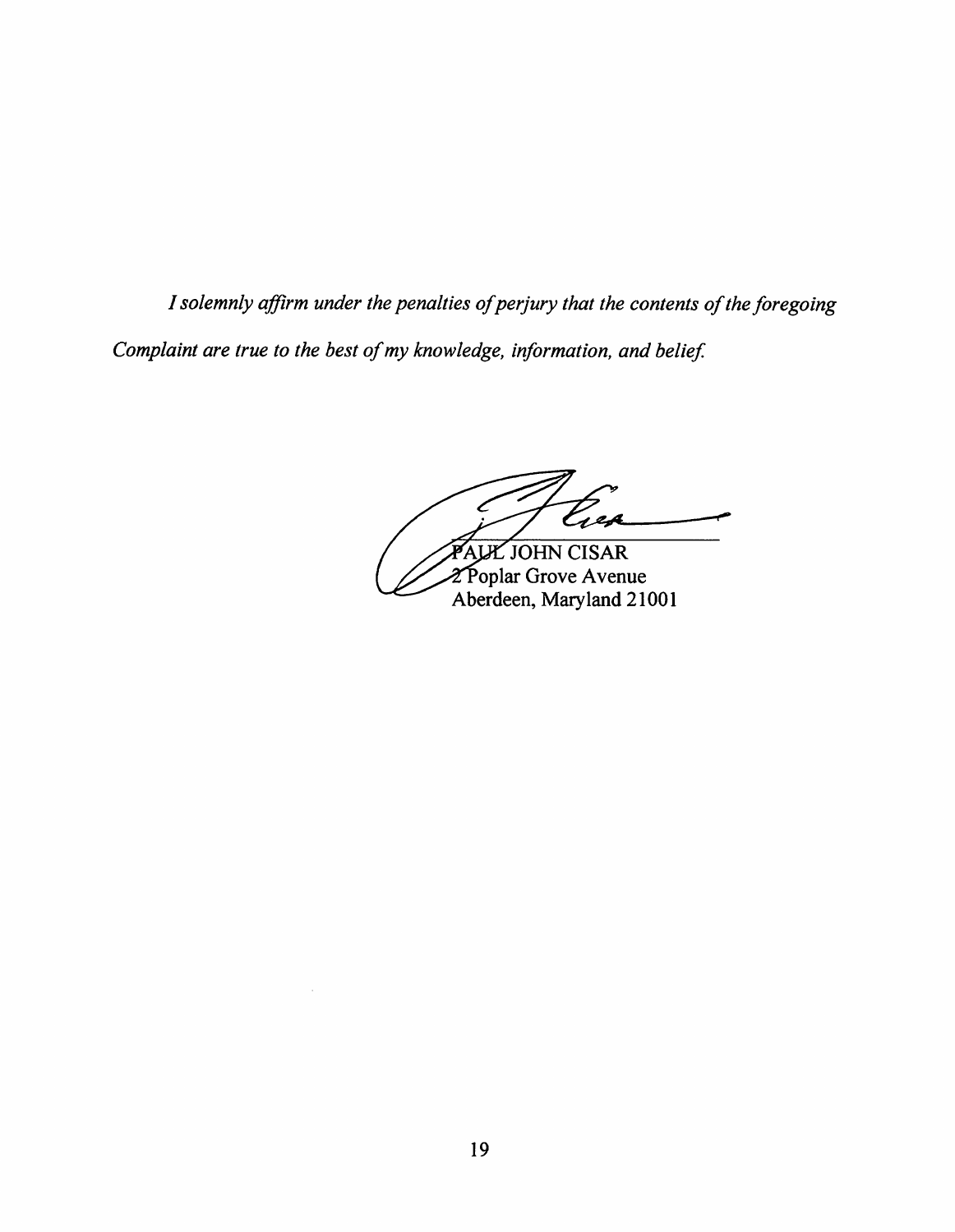*I solemnly affirm under the penalties of perjury that the contents of the foregoing Complaint are true to the best of my knowledge, information, and belief.*

PAUL JOHN CISAR
2 Poplar Grove Avenue
Aberdeen, Maryland 21001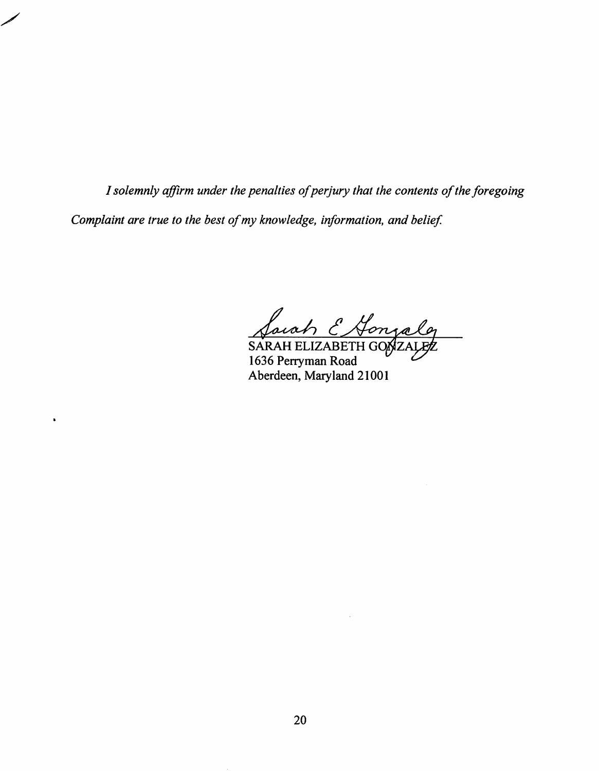*I solemnly affirm under the penalties of perjury that the contents of the foregoing Complaint are true to the best of my knowledge, information, and belief.*

SARAH ELIZABETH GONZALEZ
1636 Perryman Road
Aberdeen, Maryland 21001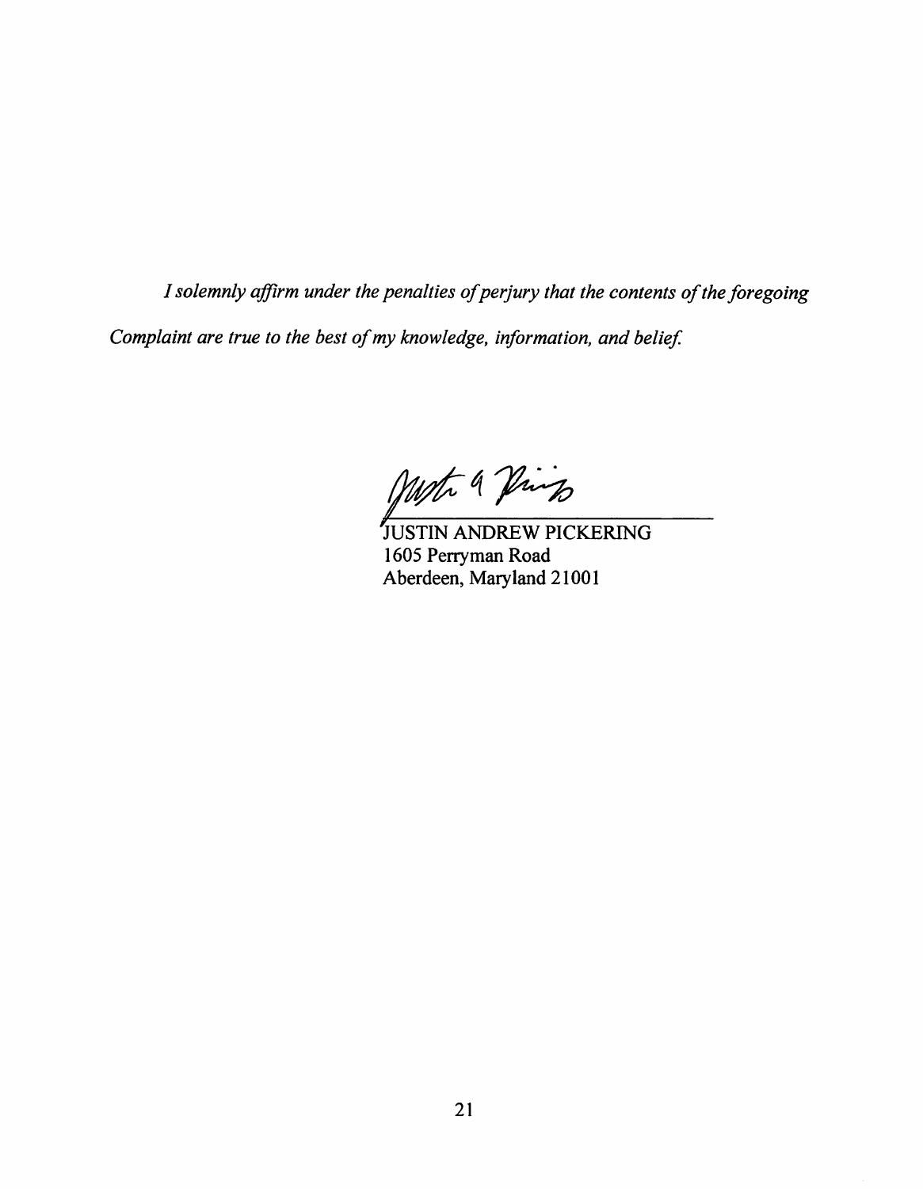*I solemnly affirm under the penalties of perjury that the contents of the foregoing Complaint are true to the best of my knowledge, information, and belief.*

JUSTIN ANDREW PICKERING
1605 Perryman Road
Aberdeen, Maryland 21001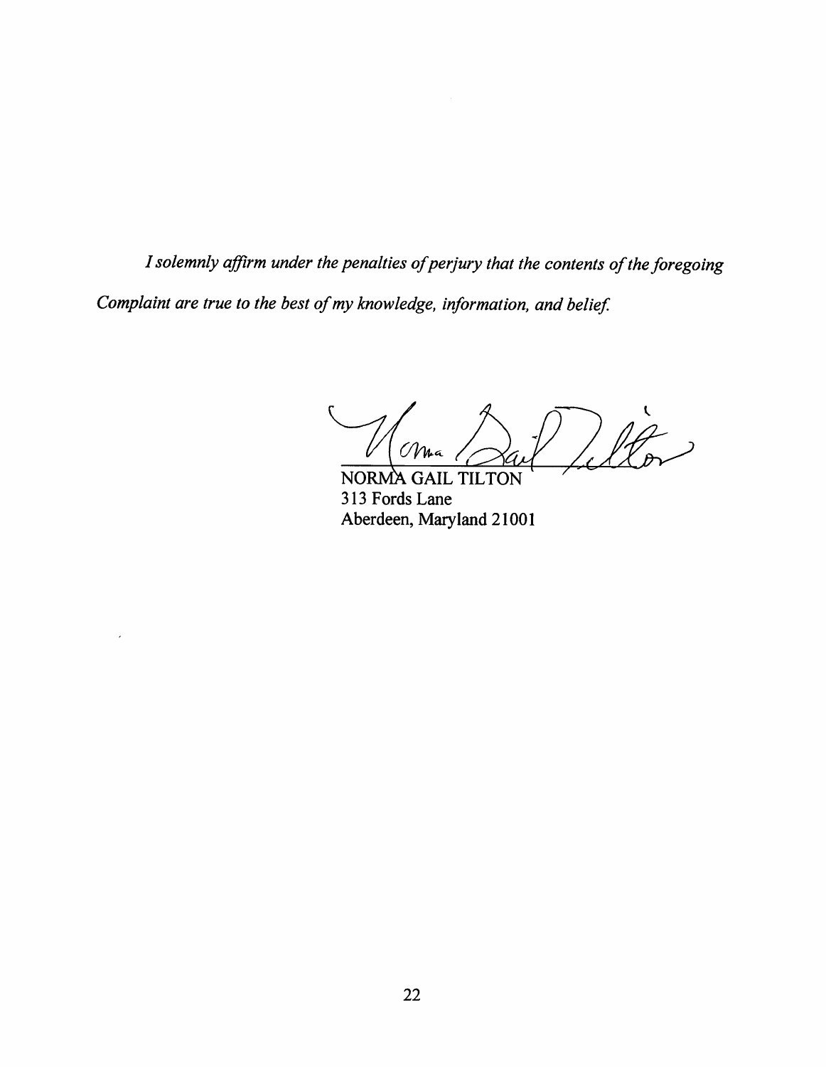*I solemnly affirm under the penalties of perjury that the contents of the foregoing Complaint are true to the best of my knowledge, information, and belief.*

NORMA GAIL TILTON
313 Fords Lane
Aberdeen, Maryland 21001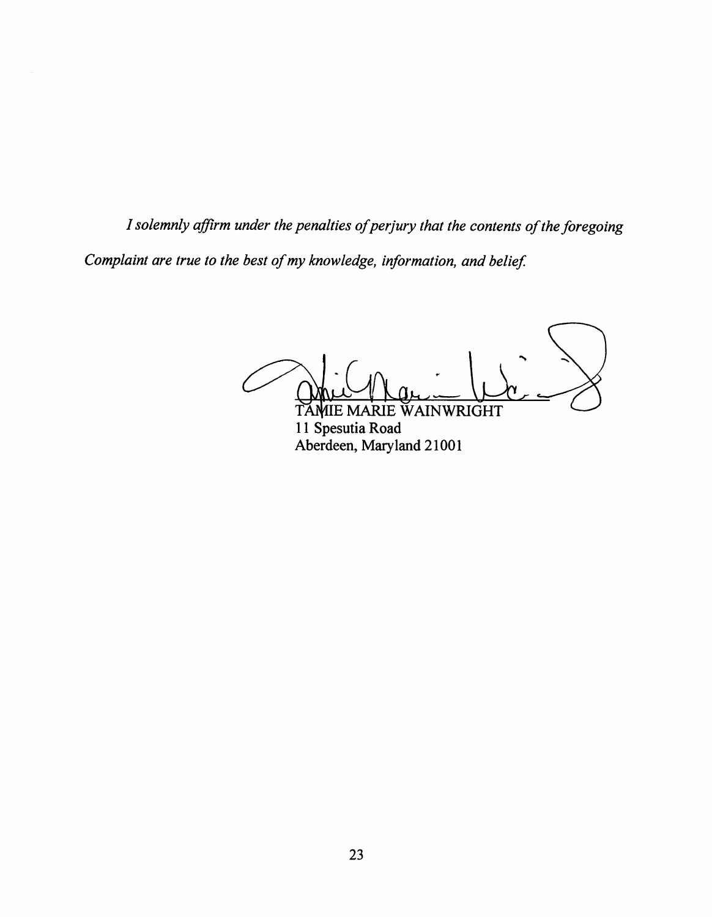*I solemnly affirm under the penalties of perjury that the contents of the foregoing Complaint are true to the best of my knowledge, information, and belief.*

TAMIE MARIE WAINWRIGHT
11 Spesutia Road
Aberdeen, Maryland 21001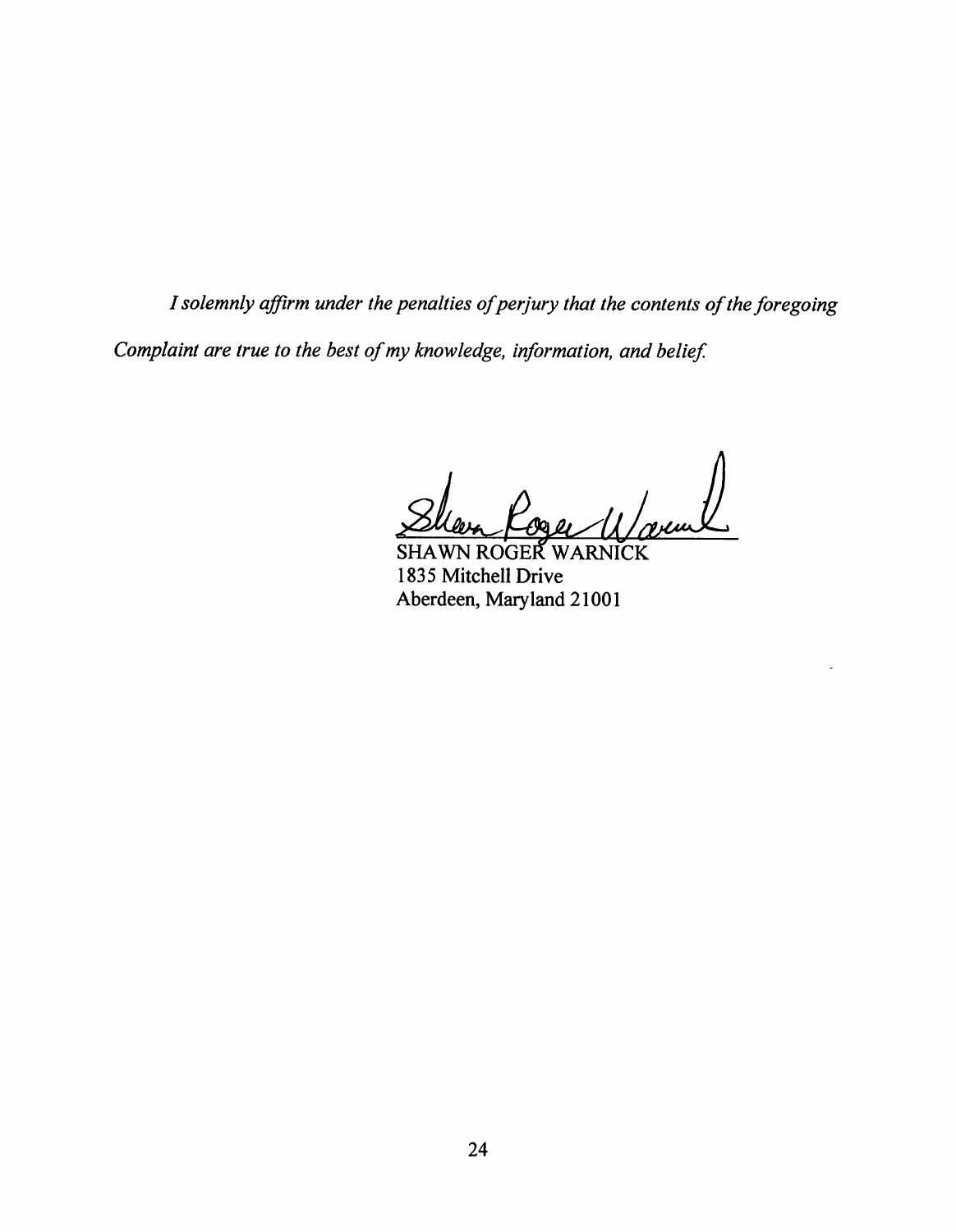*I solemnly affirm under the penalties of perjury that the contents of the foregoing Complaint are true to the best of my knowledge, information, and belief.*

SHAWN ROGER WARNICK
1835 Mitchell Drive
Aberdeen, Maryland 21001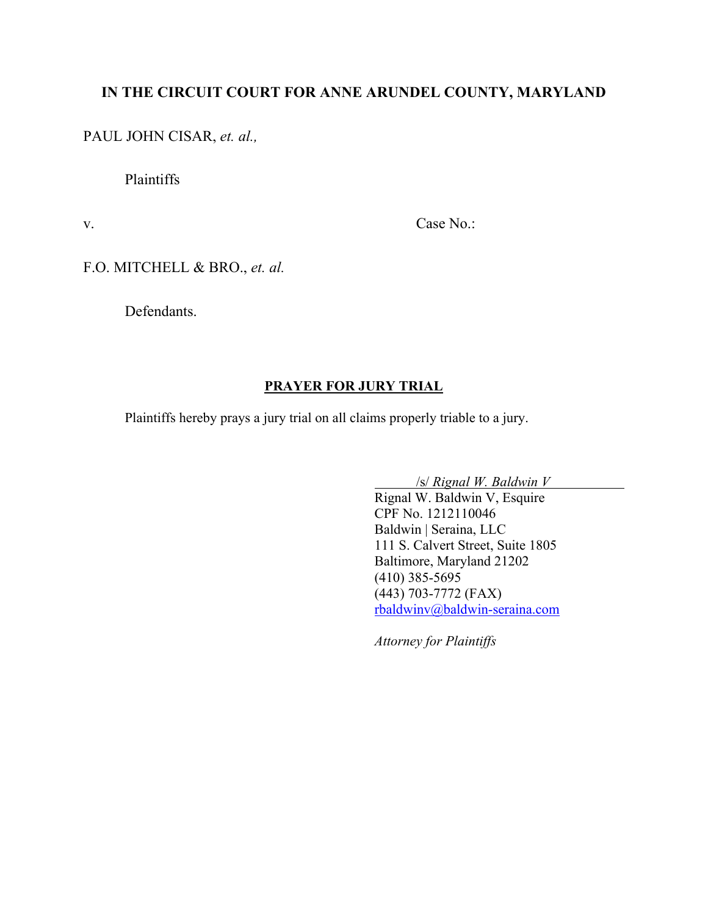**IN THE CIRCUIT COURT FOR ANNE ARUNDEL COUNTY, MARYLAND**

PAUL JOHN CISAR, *et. al.,*

Plaintiffs

v. Case No.:

F.O. MITCHELL & BRO., *et. al.*

Defendants.

**PRAYER FOR JURY TRIAL**

Plaintiffs hereby prays a jury trial on all claims properly triable to a jury.

/s/ *Rignal W. Baldwin V*  
Rignal W. Baldwin V, Esquire  
CPF No. 1212110046  
Baldwin | Seraina, LLC  
111 S. Calvert Street, Suite 1805  
Baltimore, Maryland 21202  
(410) 385-5695  
(443) 703-7772 (FAX)  
rbaldwinv@baldwin-seraina.com

*Attorney for Plaintiffs*